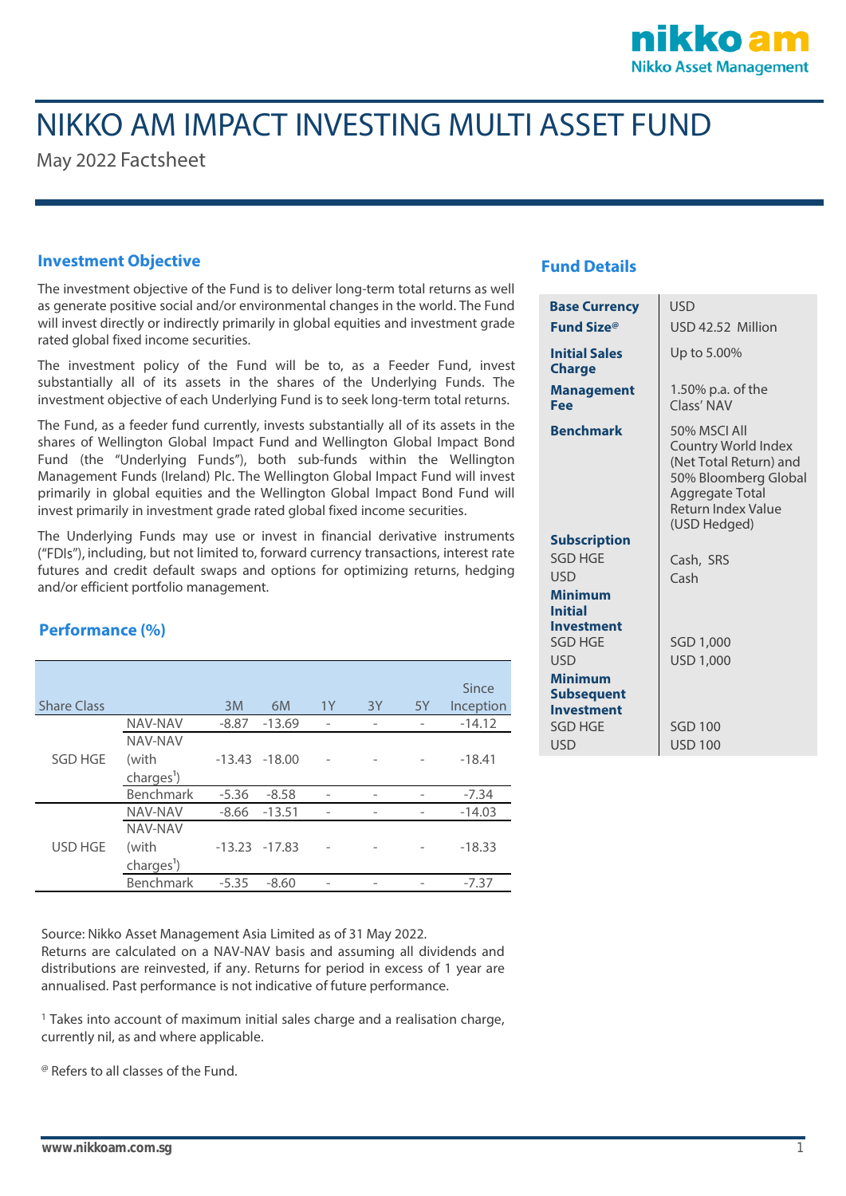# NIKKO AM IMPACT INVESTING MULTI ASSET FUND

May 2022 Factsheet

## Investment Objective

The investment objective of the Fund is to deliver long-term total returns as well as generate positive social and/or environmental changes in the world. The Fund will invest directly or indirectly primarily in global equities and investment grade rated global fixed income securities.

The investment policy of the Fund will be to, as a Feeder Fund, invest substantially all of its assets in the shares of the Underlying Funds. The investment objective of each Underlying Fund is to seek long-term total returns.

The Fund, as a feeder fund currently, invests substantially all of its assets in the shares of Wellington Global Impact Fund and Wellington Global Impact Bond Fund (the "Underlying Funds"), both sub-funds within the Wellington Management Funds (Ireland) Plc. The Wellington Global Impact Fund will invest primarily in global equities and the Wellington Global Impact Bond Fund will invest primarily in investment grade rated global fixed income securities.

The Underlying Funds may use or invest in financial derivative instruments ("FDIs"), including, but not limited to, forward currency transactions, interest rate futures and credit default swaps and options for optimizing returns, hedging and/or efficient portfolio management.

## Performance (%)

| Share Class | | 3M | 6M | 1Y | 3Y | 5Y | Since Inception |
|---|---|---|---|---|---|---|---|
| SGD HGE | NAV-NAV | -8.87 | -13.69 | - | - | - | -14.12 |
| | NAV-NAV (with charges[1]) | -13.43 | -18.00 | - | - | - | -18.41 |
| | Benchmark | -5.36 | -8.58 | - | - | - | -7.34 |
| USD HGE | NAV-NAV | -8.66 | -13.51 | - | - | - | -14.03 |
| | NAV-NAV (with charges[1]) | -13.23 | -17.83 | - | - | - | -18.33 |
| | Benchmark | -5.35 | -8.60 | - | - | - | -7.37 |

Source: Nikko Asset Management Asia Limited as of 31 May 2022.
Returns are calculated on a NAV-NAV basis and assuming all dividends and distributions are reinvested, if any. Returns for period in excess of 1 year are annualised. Past performance is not indicative of future performance.

[1] Takes into account of maximum initial sales charge and a realisation charge, currently nil, as and where applicable.

[@] Refers to all classes of the Fund.

## Fund Details

| | |
|---|---|
| **Base Currency** | USD |
| **Fund Size[@]** | USD 42.52 Million |
| **Initial Sales Charge** | Up to 5.00% |
| **Management Fee** | 1.50% p.a. of the Class' NAV |
| **Benchmark** | 50% MSCI All Country World Index (Net Total Return) and 50% Bloomberg Global Aggregate Total Return Index Value (USD Hedged) |
| **Subscription** | |
| SGD HGE | Cash, SRS |
| USD | Cash |
| **Minimum Initial Investment** | |
| SGD HGE | SGD 1,000 |
| USD | USD 1,000 |
| **Minimum Subsequent Investment** | |
| SGD HGE | SGD 100 |
| USD | USD 100 |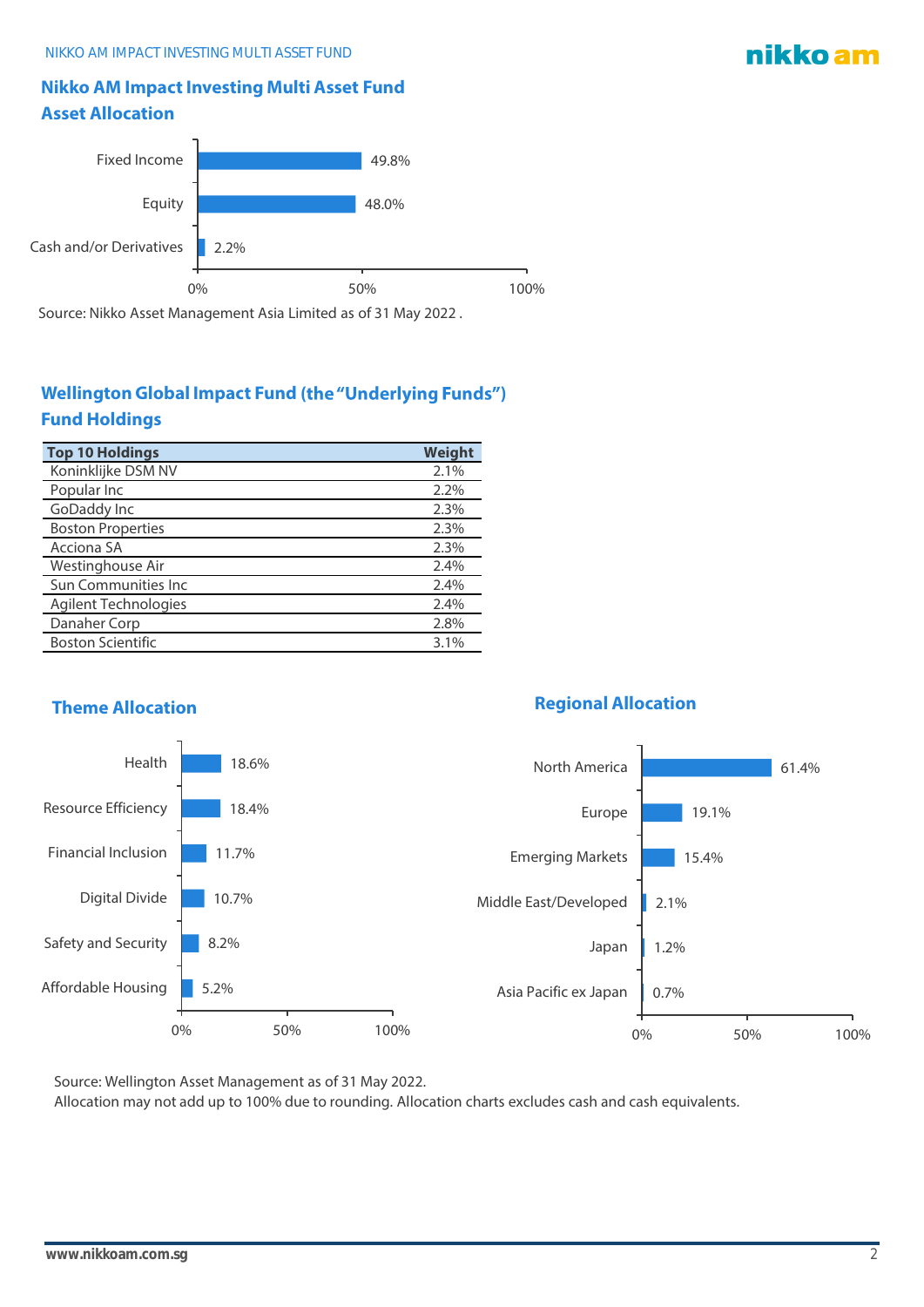## Nikko AM Impact Investing Multi Asset Fund

### Asset Allocation

| Asset Class | Allocation |
|---|---|
| Fixed Income | 49.8% |
| Equity | 48.0% |
| Cash and/or Derivatives | 2.2% |

Source: Nikko Asset Management Asia Limited as of 31 May 2022 .

## Wellington Global Impact Fund (the "Underlying Funds")

### Fund Holdings

| Top 10 Holdings | Weight |
|---|---|
| Koninklijke DSM NV | 2.1% |
| Popular Inc | 2.2% |
| GoDaddy Inc | 2.3% |
| Boston Properties | 2.3% |
| Acciona SA | 2.3% |
| Westinghouse Air | 2.4% |
| Sun Communities Inc | 2.4% |
| Agilent Technologies | 2.4% |
| Danaher Corp | 2.8% |
| Boston Scientific | 3.1% |

### Theme Allocation

| Theme | Allocation |
|---|---|
| Health | 18.6% |
| Resource Efficiency | 18.4% |
| Financial Inclusion | 11.7% |
| Digital Divide | 10.7% |
| Safety and Security | 8.2% |
| Affordable Housing | 5.2% |

### Regional Allocation

| Region | Allocation |
|---|---|
| North America | 61.4% |
| Europe | 19.1% |
| Emerging Markets | 15.4% |
| Middle East/Developed | 2.1% |
| Japan | 1.2% |
| Asia Pacific ex Japan | 0.7% |

Source: Wellington Asset Management as of 31 May 2022.

Allocation may not add up to 100% due to rounding. Allocation charts excludes cash and cash equivalents.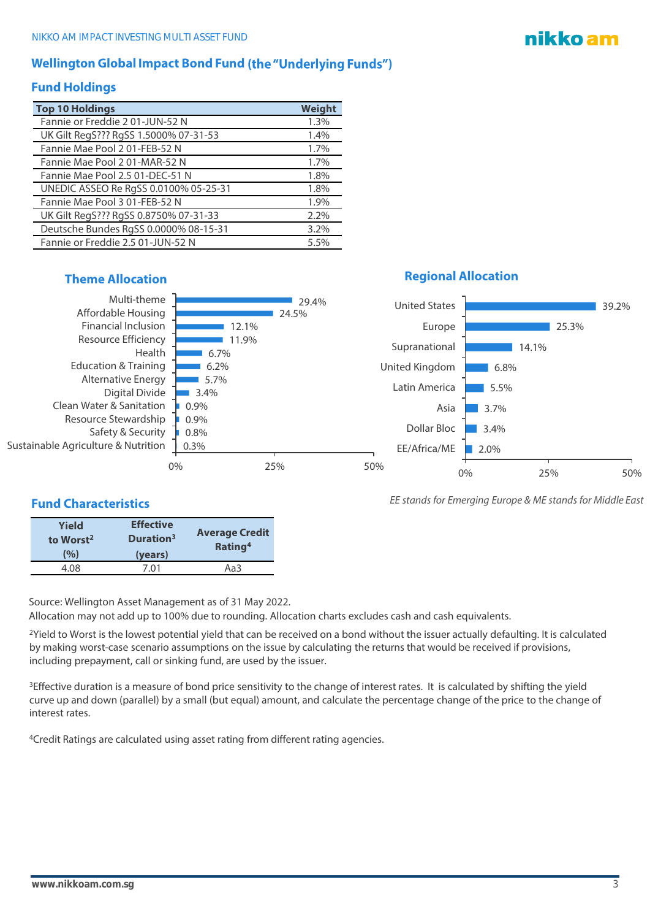## Wellington Global Impact Bond Fund (the "Underlying Funds")

### Fund Holdings

| Top 10 Holdings | Weight |
| --- | --- |
| Fannie or Freddie 2 01-JUN-52 N | 1.3% |
| UK Gilt RegS??? RgSS 1.5000% 07-31-53 | 1.4% |
| Fannie Mae Pool 2 01-FEB-52 N | 1.7% |
| Fannie Mae Pool 2 01-MAR-52 N | 1.7% |
| Fannie Mae Pool 2.5 01-DEC-51 N | 1.8% |
| UNEDIC ASSEO Re RgSS 0.0100% 05-25-31 | 1.8% |
| Fannie Mae Pool 3 01-FEB-52 N | 1.9% |
| UK Gilt RegS??? RgSS 0.8750% 07-31-33 | 2.2% |
| Deutsche Bundes RgSS 0.0000% 08-15-31 | 3.2% |
| Fannie or Freddie 2.5 01-JUN-52 N | 5.5% |

### Theme Allocation

| Theme | Allocation |
| --- | --- |
| Multi-theme | 29.4% |
| Affordable Housing | 24.5% |
| Financial Inclusion | 12.1% |
| Resource Efficiency | 11.9% |
| Health | 6.7% |
| Education & Training | 6.2% |
| Alternative Energy | 5.7% |
| Digital Divide | 3.4% |
| Clean Water & Sanitation | 0.9% |
| Resource Stewardship | 0.9% |
| Safety & Security | 0.8% |
| Sustainable Agriculture & Nutrition | 0.3% |

### Regional Allocation

| Region | Allocation |
| --- | --- |
| United States | 39.2% |
| Europe | 25.3% |
| Supranational | 14.1% |
| United Kingdom | 6.8% |
| Latin America | 5.5% |
| Asia | 3.7% |
| Dollar Bloc | 3.4% |
| EE/Africa/ME | 2.0% |

*EE stands for Emerging Europe & ME stands for Middle East*

### Fund Characteristics

| Yield to Worst[2] (%) | Effective Duration[3] (years) | Average Credit Rating[4] |
| --- | --- | --- |
| 4.08 | 7.01 | Aa3 |

Source: Wellington Asset Management as of 31 May 2022.

Allocation may not add up to 100% due to rounding. Allocation charts excludes cash and cash equivalents.

[2]Yield to Worst is the lowest potential yield that can be received on a bond without the issuer actually defaulting. It is calculated by making worst-case scenario assumptions on the issue by calculating the returns that would be received if provisions, including prepayment, call or sinking fund, are used by the issuer.

[3]Effective duration is a measure of bond price sensitivity to the change of interest rates. It is calculated by shifting the yield curve up and down (parallel) by a small (but equal) amount, and calculate the percentage change of the price to the change of interest rates.

[4]Credit Ratings are calculated using asset rating from different rating agencies.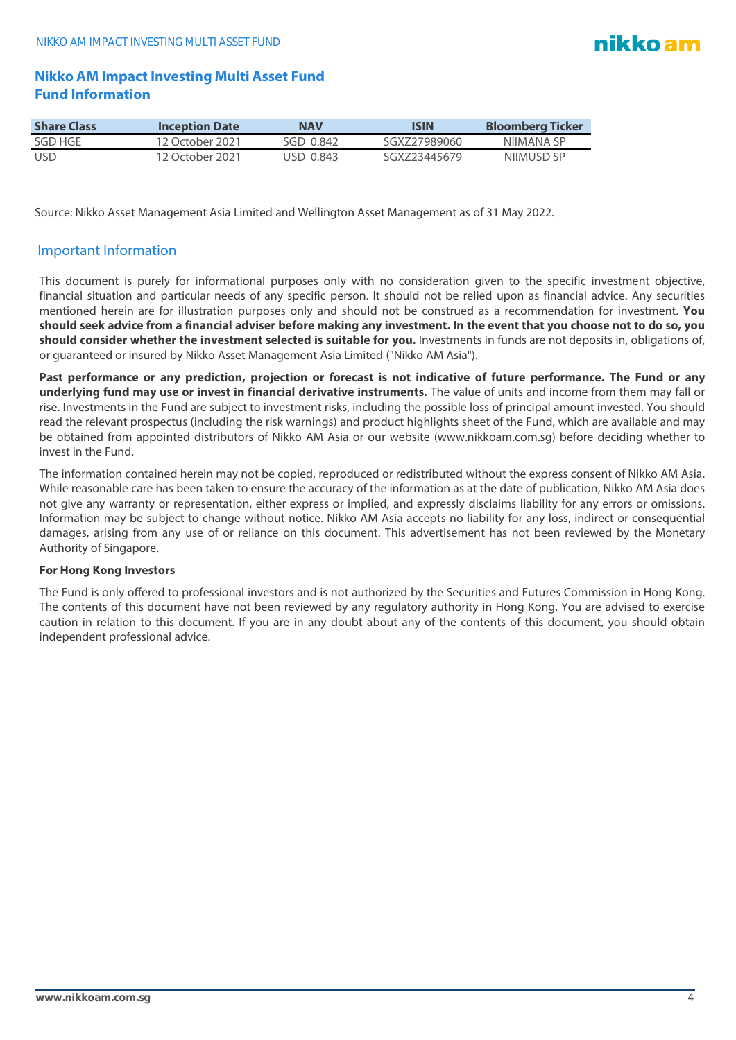## Nikko AM Impact Investing Multi Asset Fund
## Fund Information

| Share Class | Inception Date | NAV | ISIN | Bloomberg Ticker |
|---|---|---|---|---|
| SGD HGE | 12 October 2021 | SGD 0.842 | SGXZ27989060 | NIIMANA SP |
| USD | 12 October 2021 | USD 0.843 | SGXZ23445679 | NIIMUSD SP |

Source: Nikko Asset Management Asia Limited and Wellington Asset Management as of 31 May 2022.

## Important Information

This document is purely for informational purposes only with no consideration given to the specific investment objective, financial situation and particular needs of any specific person. It should not be relied upon as financial advice. Any securities mentioned herein are for illustration purposes only and should not be construed as a recommendation for investment. **You should seek advice from a financial adviser before making any investment. In the event that you choose not to do so, you should consider whether the investment selected is suitable for you.** Investments in funds are not deposits in, obligations of, or guaranteed or insured by Nikko Asset Management Asia Limited ("Nikko AM Asia").

**Past performance or any prediction, projection or forecast is not indicative of future performance. The Fund or any underlying fund may use or invest in financial derivative instruments.** The value of units and income from them may fall or rise. Investments in the Fund are subject to investment risks, including the possible loss of principal amount invested. You should read the relevant prospectus (including the risk warnings) and product highlights sheet of the Fund, which are available and may be obtained from appointed distributors of Nikko AM Asia or our website (www.nikkoam.com.sg) before deciding whether to invest in the Fund.

The information contained herein may not be copied, reproduced or redistributed without the express consent of Nikko AM Asia. While reasonable care has been taken to ensure the accuracy of the information as at the date of publication, Nikko AM Asia does not give any warranty or representation, either express or implied, and expressly disclaims liability for any errors or omissions. Information may be subject to change without notice. Nikko AM Asia accepts no liability for any loss, indirect or consequential damages, arising from any use of or reliance on this document. This advertisement has not been reviewed by the Monetary Authority of Singapore.

**For Hong Kong Investors**

The Fund is only offered to professional investors and is not authorized by the Securities and Futures Commission in Hong Kong. The contents of this document have not been reviewed by any regulatory authority in Hong Kong. You are advised to exercise caution in relation to this document. If you are in any doubt about any of the contents of this document, you should obtain independent professional advice.